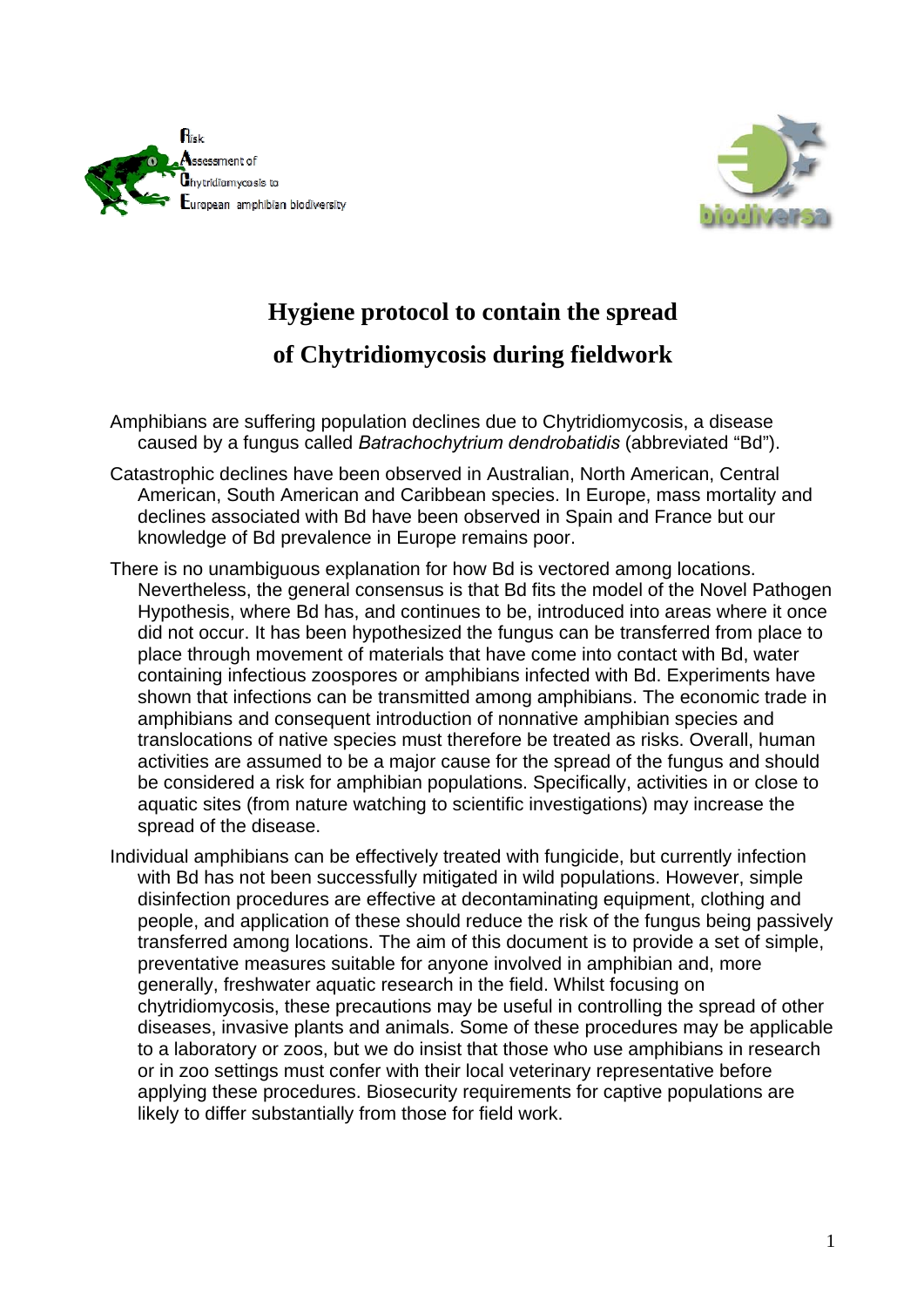Risk Assessment of Chytridiomycosis to European amphibian biodiversity

# Hygiene protocol to contain the spread of Chytridiomycosis during fieldwork

Amphibians are suffering population declines due to Chytridiomycosis, a disease caused by a fungus called *Batrachochytrium dendrobatidis* (abbreviated "Bd").

Catastrophic declines have been observed in Australian, North American, Central American, South American and Caribbean species. In Europe, mass mortality and declines associated with Bd have been observed in Spain and France but our knowledge of Bd prevalence in Europe remains poor.

There is no unambiguous explanation for how Bd is vectored among locations. Nevertheless, the general consensus is that Bd fits the model of the Novel Pathogen Hypothesis, where Bd has, and continues to be, introduced into areas where it once did not occur. It has been hypothesized the fungus can be transferred from place to place through movement of materials that have come into contact with Bd, water containing infectious zoospores or amphibians infected with Bd. Experiments have shown that infections can be transmitted among amphibians. The economic trade in amphibians and consequent introduction of nonnative amphibian species and translocations of native species must therefore be treated as risks. Overall, human activities are assumed to be a major cause for the spread of the fungus and should be considered a risk for amphibian populations. Specifically, activities in or close to aquatic sites (from nature watching to scientific investigations) may increase the spread of the disease.

Individual amphibians can be effectively treated with fungicide, but currently infection with Bd has not been successfully mitigated in wild populations. However, simple disinfection procedures are effective at decontaminating equipment, clothing and people, and application of these should reduce the risk of the fungus being passively transferred among locations. The aim of this document is to provide a set of simple, preventative measures suitable for anyone involved in amphibian and, more generally, freshwater aquatic research in the field. Whilst focusing on chytridiomycosis, these precautions may be useful in controlling the spread of other diseases, invasive plants and animals. Some of these procedures may be applicable to a laboratory or zoos, but we do insist that those who use amphibians in research or in zoo settings must confer with their local veterinary representative before applying these procedures. Biosecurity requirements for captive populations are likely to differ substantially from those for field work.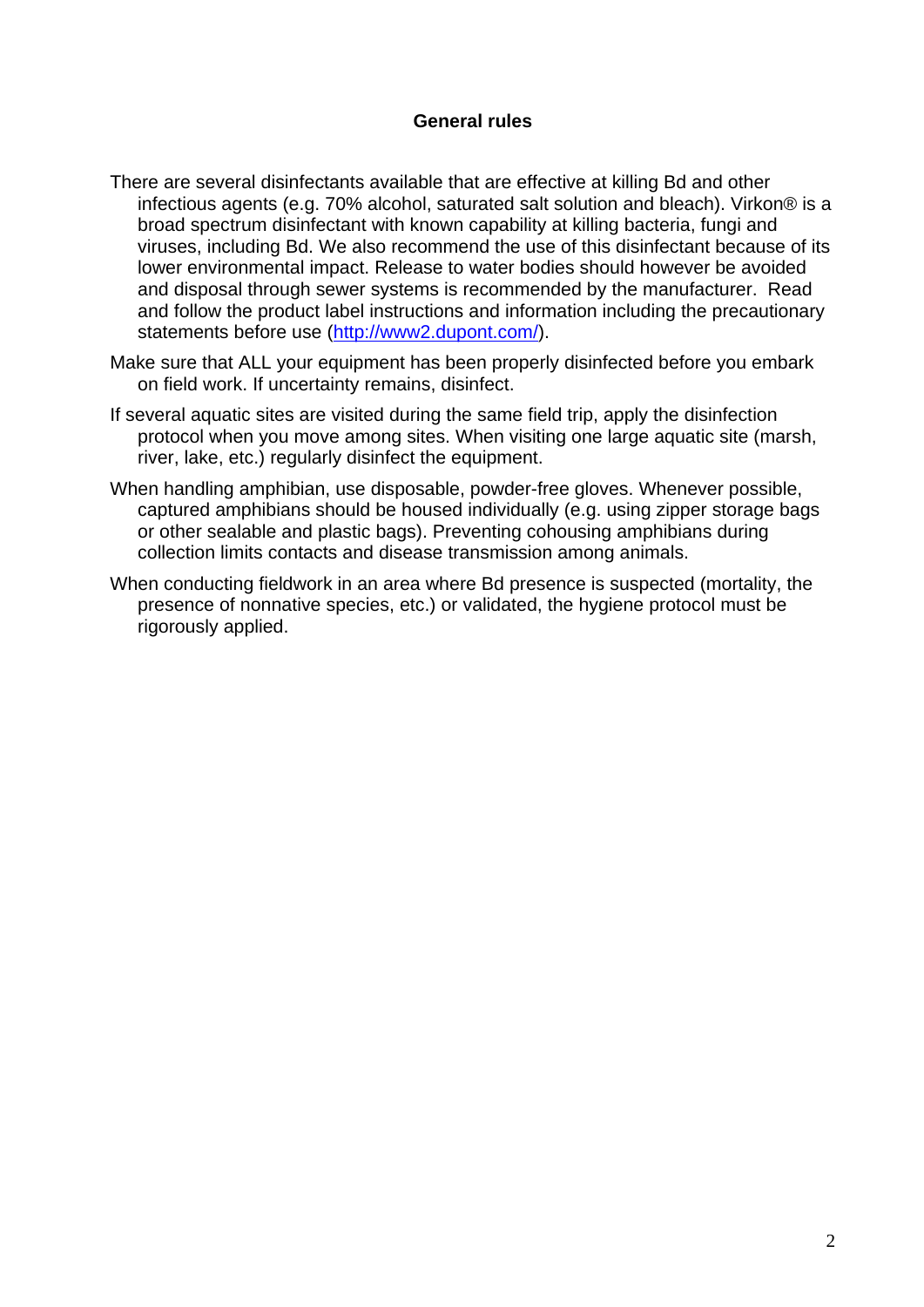## General rules

There are several disinfectants available that are effective at killing Bd and other infectious agents (e.g. 70% alcohol, saturated salt solution and bleach). Virkon® is a broad spectrum disinfectant with known capability at killing bacteria, fungi and viruses, including Bd. We also recommend the use of this disinfectant because of its lower environmental impact. Release to water bodies should however be avoided and disposal through sewer systems is recommended by the manufacturer. Read and follow the product label instructions and information including the precautionary statements before use (http://www2.dupont.com/).

Make sure that ALL your equipment has been properly disinfected before you embark on field work. If uncertainty remains, disinfect.

If several aquatic sites are visited during the same field trip, apply the disinfection protocol when you move among sites. When visiting one large aquatic site (marsh, river, lake, etc.) regularly disinfect the equipment.

When handling amphibian, use disposable, powder-free gloves. Whenever possible, captured amphibians should be housed individually (e.g. using zipper storage bags or other sealable and plastic bags). Preventing cohousing amphibians during collection limits contacts and disease transmission among animals.

When conducting fieldwork in an area where Bd presence is suspected (mortality, the presence of nonnative species, etc.) or validated, the hygiene protocol must be rigorously applied.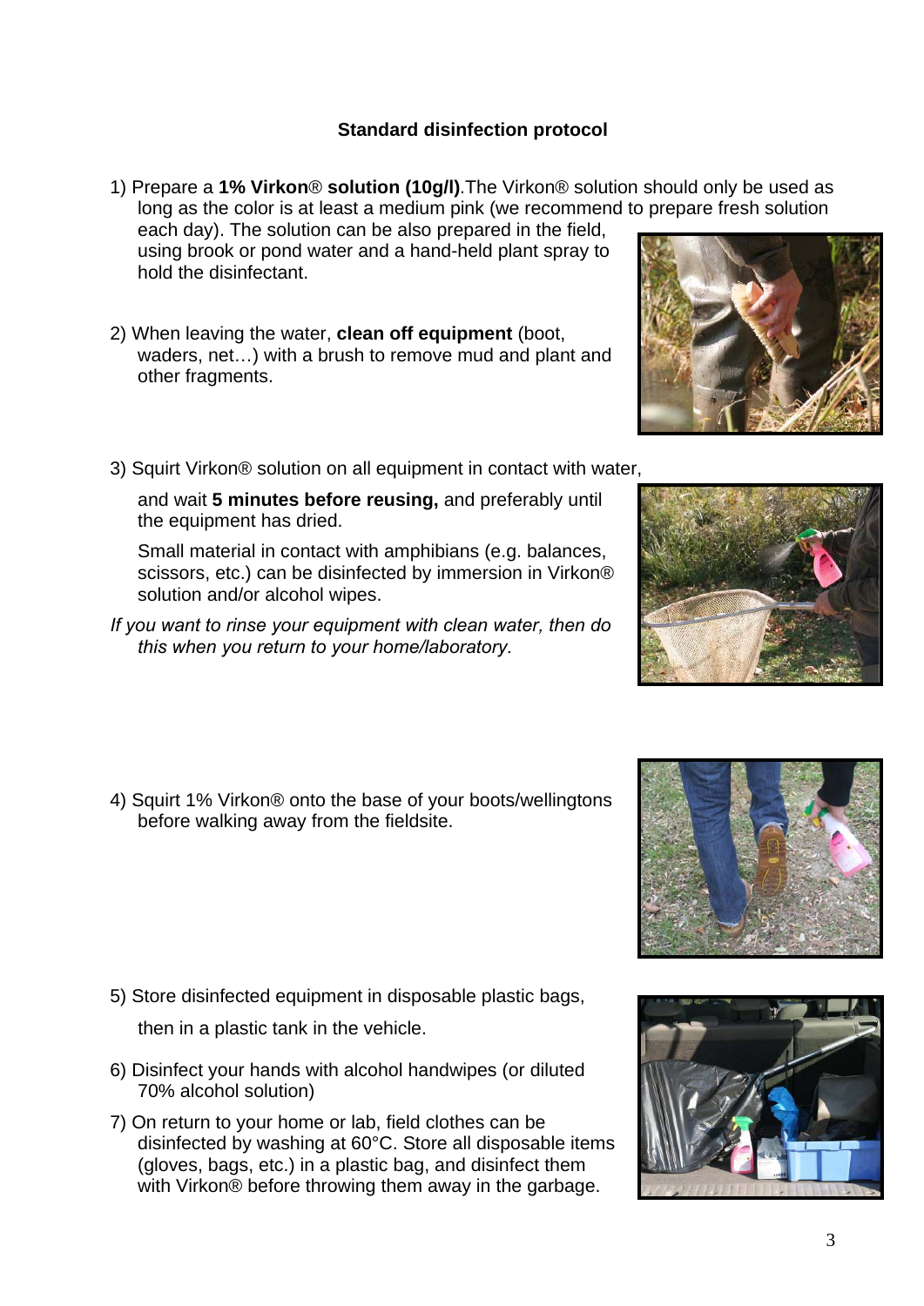## Standard disinfection protocol

1) Prepare a **1% Virkon® solution (10g/l)**.The Virkon® solution should only be used as long as the color is at least a medium pink (we recommend to prepare fresh solution each day). The solution can be also prepared in the field, using brook or pond water and a hand-held plant spray to hold the disinfectant.

2) When leaving the water, **clean off equipment** (boot, waders, net…) with a brush to remove mud and plant and other fragments.

3) Squirt Virkon® solution on all equipment in contact with water,

   and wait **5 minutes before reusing,** and preferably until the equipment has dried.

   Small material in contact with amphibians (e.g. balances, scissors, etc.) can be disinfected by immersion in Virkon® solution and/or alcohol wipes.

*If you want to rinse your equipment with clean water, then do this when you return to your home/laboratory.*

4) Squirt 1% Virkon® onto the base of your boots/wellingtons before walking away from the fieldsite.

5) Store disinfected equipment in disposable plastic bags,

   then in a plastic tank in the vehicle.

6) Disinfect your hands with alcohol handwipes (or diluted 70% alcohol solution)

7) On return to your home or lab, field clothes can be disinfected by washing at 60°C. Store all disposable items (gloves, bags, etc.) in a plastic bag, and disinfect them with Virkon® before throwing them away in the garbage.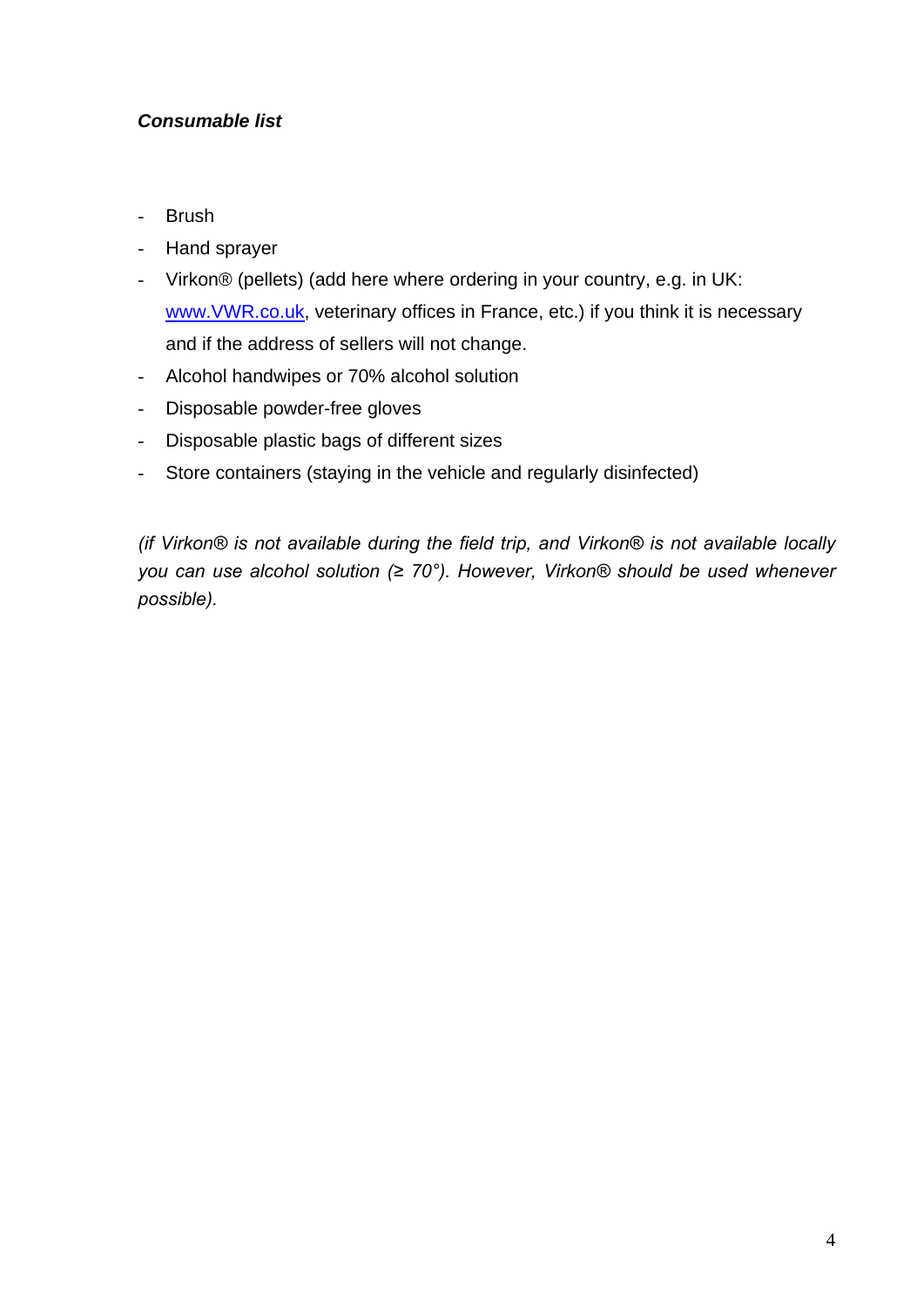***Consumable list***

- Brush
- Hand sprayer
- Virkon® (pellets) (add here where ordering in your country, e.g. in UK: www.VWR.co.uk, veterinary offices in France, etc.) if you think it is necessary and if the address of sellers will not change.
- Alcohol handwipes or 70% alcohol solution
- Disposable powder-free gloves
- Disposable plastic bags of different sizes
- Store containers (staying in the vehicle and regularly disinfected)

*(if Virkon® is not available during the field trip, and Virkon® is not available locally you can use alcohol solution (≥ 70°). However, Virkon® should be used whenever possible).*